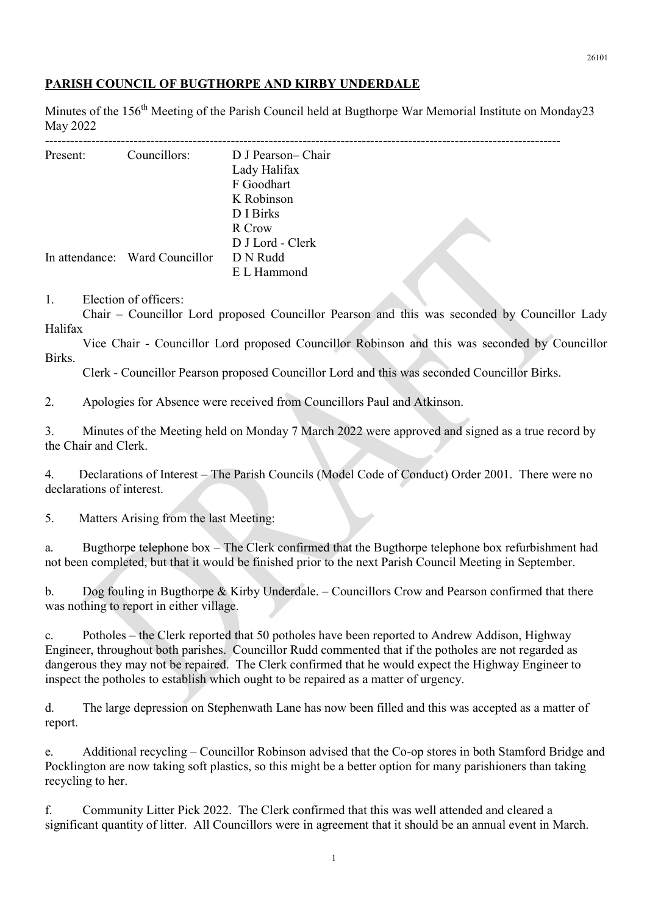## PARISH COUNCIL OF BUGTHORPE AND KIRBY UNDERDALE

Minutes of the 156th Meeting of the Parish Council held at Bugthorpe War Memorial Institute on Monday23 May 2022

---

| Present: | Councillors: | D J Pearson– Chair |
|---|---|---|
| | | Lady Halifax |
| | | F Goodhart |
| | | K Robinson |
| | | D I Birks |
| | | R Crow |
| | | D J Lord - Clerk |
| In attendance: | Ward Councillor | D N Rudd |
| | | E L Hammond |

1. Election of officers:

   Chair – Councillor Lord proposed Councillor Pearson and this was seconded by Councillor Lady Halifax

   Vice Chair - Councillor Lord proposed Councillor Robinson and this was seconded by Councillor Birks.

   Clerk - Councillor Pearson proposed Councillor Lord and this was seconded Councillor Birks.

2. Apologies for Absence were received from Councillors Paul and Atkinson.

3. Minutes of the Meeting held on Monday 7 March 2022 were approved and signed as a true record by the Chair and Clerk.

4. Declarations of Interest – The Parish Councils (Model Code of Conduct) Order 2001. There were no declarations of interest.

5. Matters Arising from the last Meeting:

a. Bugthorpe telephone box – The Clerk confirmed that the Bugthorpe telephone box refurbishment had not been completed, but that it would be finished prior to the next Parish Council Meeting in September.

b. Dog fouling in Bugthorpe & Kirby Underdale. – Councillors Crow and Pearson confirmed that there was nothing to report in either village.

c. Potholes – the Clerk reported that 50 potholes have been reported to Andrew Addison, Highway Engineer, throughout both parishes. Councillor Rudd commented that if the potholes are not regarded as dangerous they may not be repaired. The Clerk confirmed that he would expect the Highway Engineer to inspect the potholes to establish which ought to be repaired as a matter of urgency.

d. The large depression on Stephenwath Lane has now been filled and this was accepted as a matter of report.

e. Additional recycling – Councillor Robinson advised that the Co-op stores in both Stamford Bridge and Pocklington are now taking soft plastics, so this might be a better option for many parishioners than taking recycling to her.

f. Community Litter Pick 2022. The Clerk confirmed that this was well attended and cleared a significant quantity of litter. All Councillors were in agreement that it should be an annual event in March.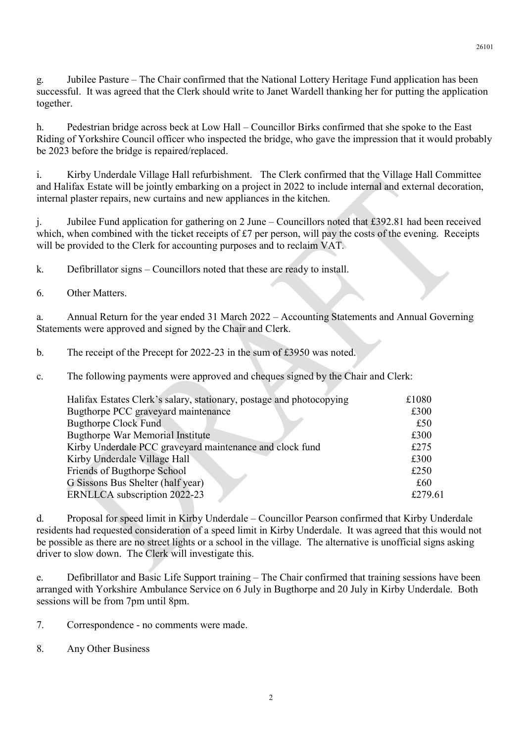g. Jubilee Pasture – The Chair confirmed that the National Lottery Heritage Fund application has been successful. It was agreed that the Clerk should write to Janet Wardell thanking her for putting the application together.

h. Pedestrian bridge across beck at Low Hall – Councillor Birks confirmed that she spoke to the East Riding of Yorkshire Council officer who inspected the bridge, who gave the impression that it would probably be 2023 before the bridge is repaired/replaced.

i. Kirby Underdale Village Hall refurbishment. The Clerk confirmed that the Village Hall Committee and Halifax Estate will be jointly embarking on a project in 2022 to include internal and external decoration, internal plaster repairs, new curtains and new appliances in the kitchen.

j. Jubilee Fund application for gathering on 2 June – Councillors noted that £392.81 had been received which, when combined with the ticket receipts of £7 per person, will pay the costs of the evening. Receipts will be provided to the Clerk for accounting purposes and to reclaim VAT.

k. Defibrillator signs – Councillors noted that these are ready to install.

6. Other Matters.

a. Annual Return for the year ended 31 March 2022 – Accounting Statements and Annual Governing Statements were approved and signed by the Chair and Clerk.

b. The receipt of the Precept for 2022-23 in the sum of £3950 was noted.

c. The following payments were approved and cheques signed by the Chair and Clerk:

| | |
|---|---|
| Halifax Estates Clerk's salary, stationary, postage and photocopying | £1080 |
| Bugthorpe PCC graveyard maintenance | £300 |
| Bugthorpe Clock Fund | £50 |
| Bugthorpe War Memorial Institute | £300 |
| Kirby Underdale PCC graveyard maintenance and clock fund | £275 |
| Kirby Underdale Village Hall | £300 |
| Friends of Bugthorpe School | £250 |
| G Sissons Bus Shelter (half year) | £60 |
| ERNLLCA subscription 2022-23 | £279.61 |

d. Proposal for speed limit in Kirby Underdale – Councillor Pearson confirmed that Kirby Underdale residents had requested consideration of a speed limit in Kirby Underdale. It was agreed that this would not be possible as there are no street lights or a school in the village. The alternative is unofficial signs asking driver to slow down. The Clerk will investigate this.

e. Defibrillator and Basic Life Support training – The Chair confirmed that training sessions have been arranged with Yorkshire Ambulance Service on 6 July in Bugthorpe and 20 July in Kirby Underdale. Both sessions will be from 7pm until 8pm.

7. Correspondence - no comments were made.

8. Any Other Business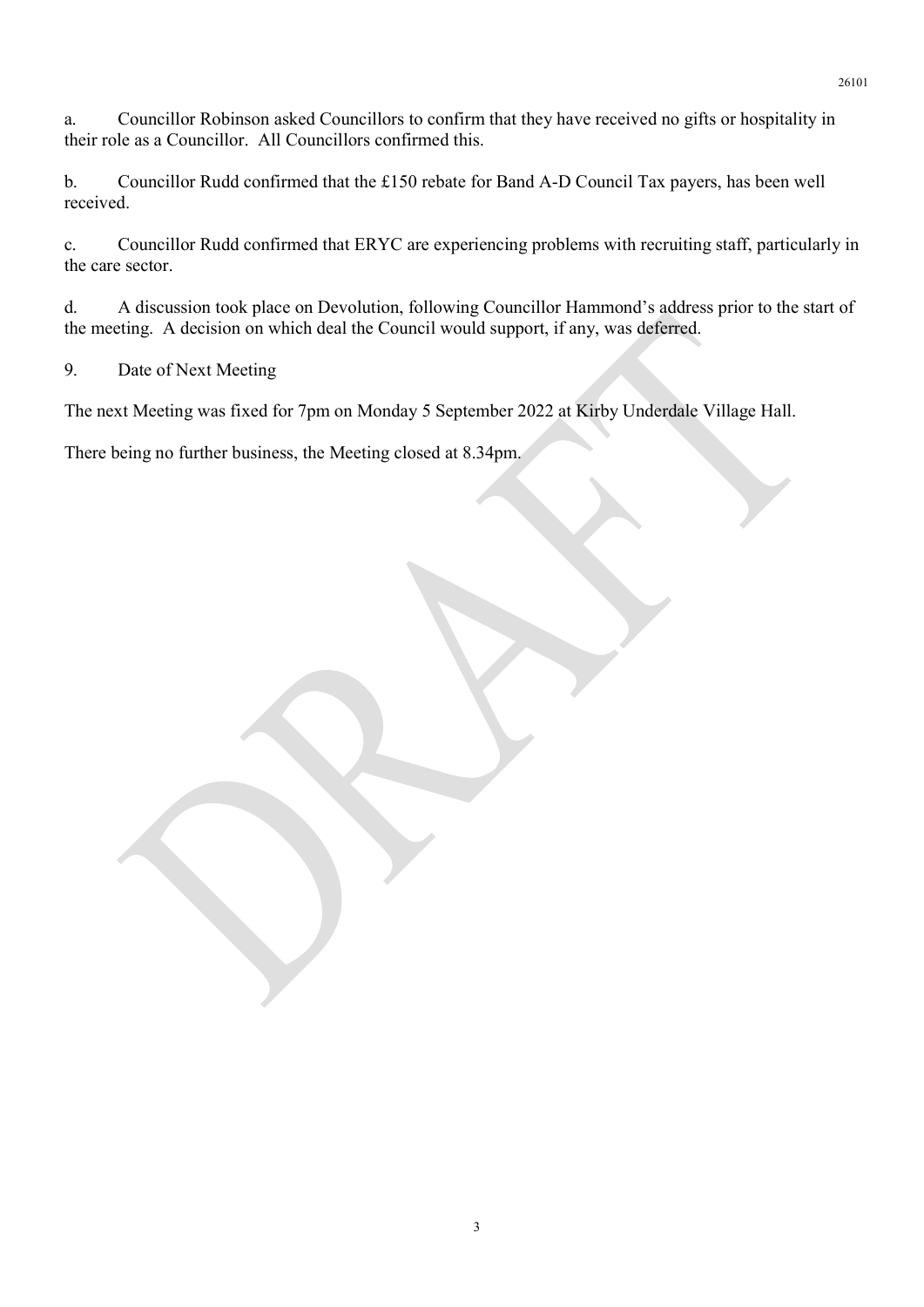a. Councillor Robinson asked Councillors to confirm that they have received no gifts or hospitality in their role as a Councillor. All Councillors confirmed this.

b. Councillor Rudd confirmed that the £150 rebate for Band A-D Council Tax payers, has been well received.

c. Councillor Rudd confirmed that ERYC are experiencing problems with recruiting staff, particularly in the care sector.

d. A discussion took place on Devolution, following Councillor Hammond's address prior to the start of the meeting. A decision on which deal the Council would support, if any, was deferred.

9. Date of Next Meeting

The next Meeting was fixed for 7pm on Monday 5 September 2022 at Kirby Underdale Village Hall.

There being no further business, the Meeting closed at 8.34pm.